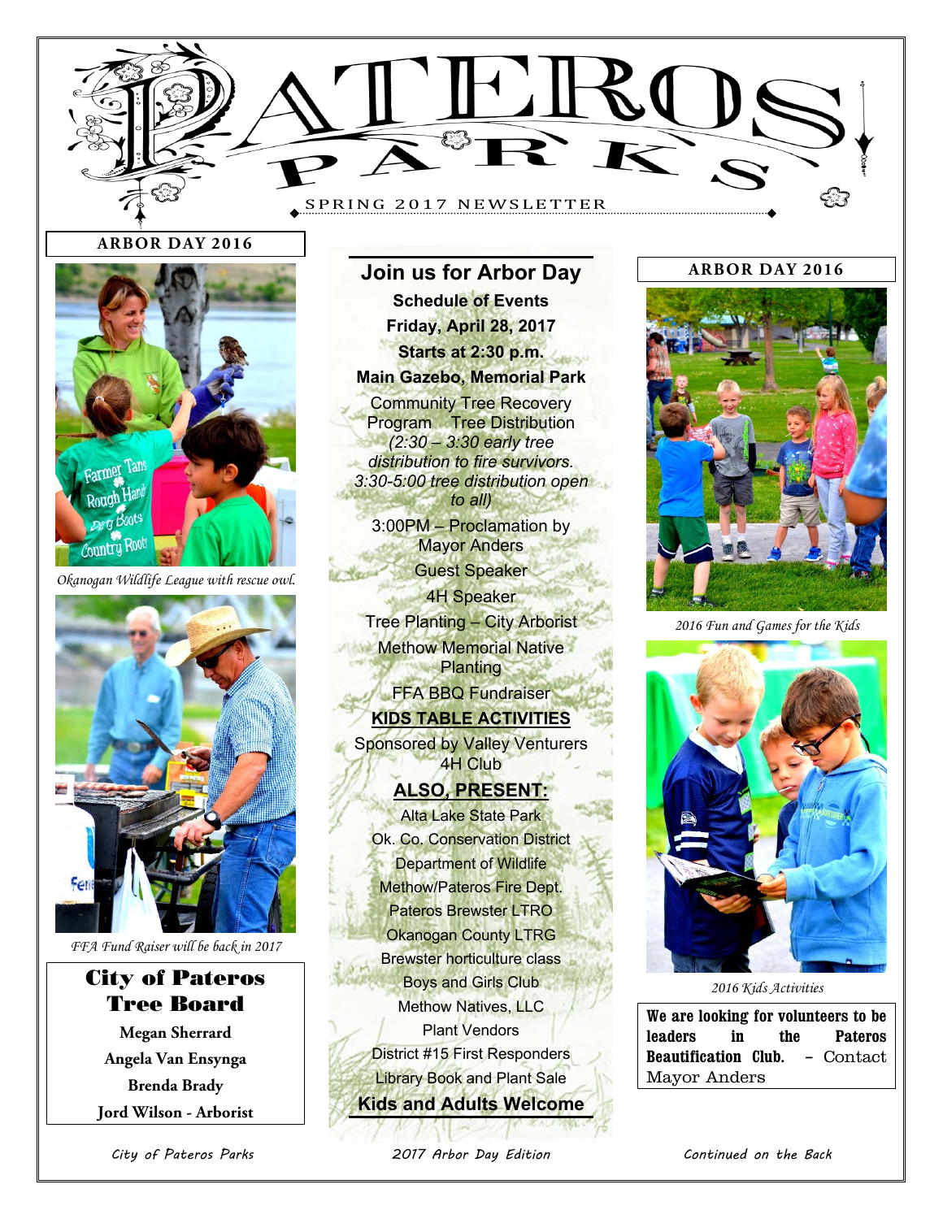# PATEROS PARKS

SPRING 2017 NEWSLETTER

## ARBOR DAY 2016

*Okanogan Wildlife League with rescue owl.*

*FFA Fund Raiser will be back in 2017*

## City of Pateros Tree Board

**Megan Sherrard**

**Angela Van Ensynga**

**Brenda Brady**

**Jord Wilson - Arborist**

## Join us for Arbor Day

**Schedule of Events**

**Friday, April 28, 2017**

**Starts at 2:30 p.m.**

**Main Gazebo, Memorial Park**

Community Tree Recovery Program   Tree Distribution

*(2:30 – 3:30 early tree distribution to fire survivors. 3:30-5:00 tree distribution open to all)*

3:00PM – Proclamation by Mayor Anders

Guest Speaker

4H Speaker

Tree Planting – City Arborist

Methow Memorial Native Planting

FFA BBQ Fundraiser

**KIDS TABLE ACTIVITIES**

Sponsored by Valley Venturers 4H Club

**ALSO, PRESENT:**

Alta Lake State Park

Ok. Co. Conservation District

Department of Wildlife

Methow/Pateros Fire Dept.

Pateros Brewster LTRO

Okanogan County LTRG

Brewster horticulture class

Boys and Girls Club

Methow Natives, LLC

Plant Vendors

District #15 First Responders

Library Book and Plant Sale

**Kids and Adults Welcome**

## ARBOR DAY 2016

*2016 Fun and Games for the Kids*

*2016 Kids Activities*

**We are looking for volunteers to be leaders in the Pateros Beautification Club.** – Contact Mayor Anders

City of Pateros Parks

2017 Arbor Day Edition

Continued on the Back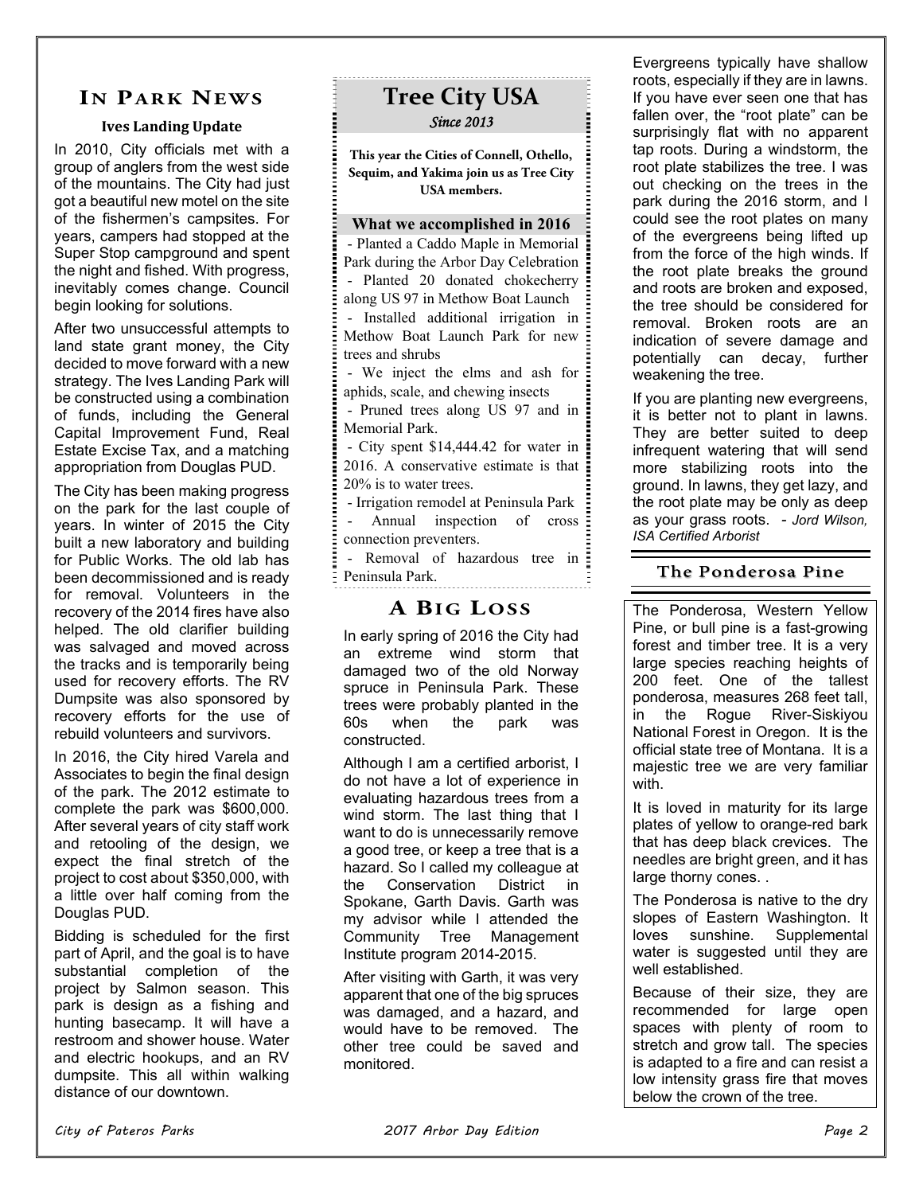## In Park News

### Ives Landing Update

In 2010, City officials met with a group of anglers from the west side of the mountains. The City had just got a beautiful new motel on the site of the fishermen's campsites. For years, campers had stopped at the Super Stop campground and spent the night and fished. With progress, inevitably comes change. Council begin looking for solutions.

After two unsuccessful attempts to land state grant money, the City decided to move forward with a new strategy. The Ives Landing Park will be constructed using a combination of funds, including the General Capital Improvement Fund, Real Estate Excise Tax, and a matching appropriation from Douglas PUD.

The City has been making progress on the park for the last couple of years. In winter of 2015 the City built a new laboratory and building for Public Works. The old lab has been decommissioned and is ready for removal. Volunteers in the recovery of the 2014 fires have also helped. The old clarifier building was salvaged and moved across the tracks and is temporarily being used for recovery efforts. The RV Dumpsite was also sponsored by recovery efforts for the use of rebuild volunteers and survivors.

In 2016, the City hired Varela and Associates to begin the final design of the park. The 2012 estimate to complete the park was $600,000. After several years of city staff work and retooling of the design, we expect the final stretch of the project to cost about $350,000, with a little over half coming from the Douglas PUD.

Bidding is scheduled for the first part of April, and the goal is to have substantial completion of the project by Salmon season. This park is design as a fishing and hunting basecamp. It will have a restroom and shower house. Water and electric hookups, and an RV dumpsite. This all within walking distance of our downtown.

## Tree City USA

*Since 2013*

**This year the Cities of Connell, Othello, Sequim, and Yakima join us as Tree City USA members.**

### What we accomplished in 2016

- Planted a Caddo Maple in Memorial Park during the Arbor Day Celebration
- Planted 20 donated chokecherry along US 97 in Methow Boat Launch
- Installed additional irrigation in Methow Boat Launch Park for new trees and shrubs
- We inject the elms and ash for aphids, scale, and chewing insects
- Pruned trees along US 97 and in Memorial Park.
- City spent $14,444.42 for water in 2016. A conservative estimate is that 20% is to water trees.
- Irrigation remodel at Peninsula Park
- Annual inspection of cross connection preventers.
- Removal of hazardous tree in Peninsula Park.

## A Big Loss

In early spring of 2016 the City had an extreme wind storm that damaged two of the old Norway spruce in Peninsula Park. These trees were probably planted in the 60s when the park was constructed.

Although I am a certified arborist, I do not have a lot of experience in evaluating hazardous trees from a wind storm. The last thing that I want to do is unnecessarily remove a good tree, or keep a tree that is a hazard. So I called my colleague at the Conservation District in Spokane, Garth Davis. Garth was my advisor while I attended the Community Tree Management Institute program 2014-2015.

After visiting with Garth, it was very apparent that one of the big spruces was damaged, and a hazard, and would have to be removed. The other tree could be saved and monitored.

Evergreens typically have shallow roots, especially if they are in lawns. If you have ever seen one that has fallen over, the "root plate" can be surprisingly flat with no apparent tap roots. During a windstorm, the root plate stabilizes the tree. I was out checking on the trees in the park during the 2016 storm, and I could see the root plates on many of the evergreens being lifted up from the force of the high winds. If the root plate breaks the ground and roots are broken and exposed, the tree should be considered for removal. Broken roots are an indication of severe damage and potentially can decay, further weakening the tree.

If you are planting new evergreens, it is better not to plant in lawns. They are better suited to deep infrequent watering that will send more stabilizing roots into the ground. In lawns, they get lazy, and the root plate may be only as deep as your grass roots. - *Jord Wilson, ISA Certified Arborist*

## The Ponderosa Pine

The Ponderosa, Western Yellow Pine, or bull pine is a fast-growing forest and timber tree. It is a very large species reaching heights of 200 feet. One of the tallest ponderosa, measures 268 feet tall, in the Rogue River-Siskiyou National Forest in Oregon. It is the official state tree of Montana. It is a majestic tree we are very familiar with.

It is loved in maturity for its large plates of yellow to orange-red bark that has deep black crevices. The needles are bright green, and it has large thorny cones. .

The Ponderosa is native to the dry slopes of Eastern Washington. It loves sunshine. Supplemental water is suggested until they are well established.

Because of their size, they are recommended for large open spaces with plenty of room to stretch and grow tall. The species is adapted to a fire and can resist a low intensity grass fire that moves below the crown of the tree.